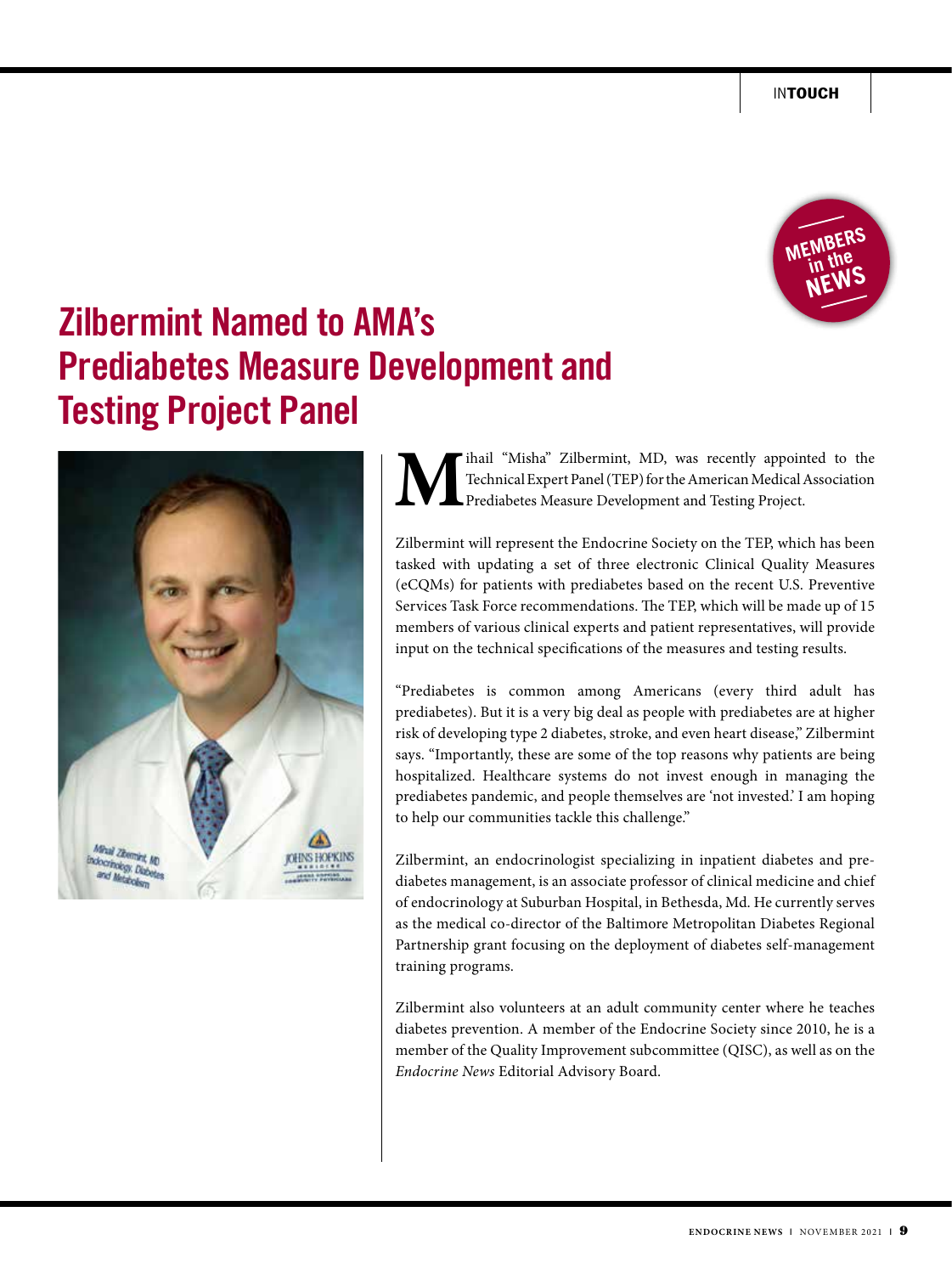MEMBERS in the NEWS

# Zilbermint Named to AMA's Prediabetes Measure Development and Testing Project Panel

Mihail "Misha" Zilbermint, MD, was recently appointed to the Technical Expert Panel (TEP) for the American Medical Association Prediabetes Measure Development and Testing Project.

Zilbermint will represent the Endocrine Society on the TEP, which has been tasked with updating a set of three electronic Clinical Quality Measures (eCQMs) for patients with prediabetes based on the recent U.S. Preventive Services Task Force recommendations. The TEP, which will be made up of 15 members of various clinical experts and patient representatives, will provide input on the technical specifications of the measures and testing results.

"Prediabetes is common among Americans (every third adult has prediabetes). But it is a very big deal as people with prediabetes are at higher risk of developing type 2 diabetes, stroke, and even heart disease," Zilbermint says. "Importantly, these are some of the top reasons why patients are being hospitalized. Healthcare systems do not invest enough in managing the prediabetes pandemic, and people themselves are 'not invested.' I am hoping to help our communities tackle this challenge."

Zilbermint, an endocrinologist specializing in inpatient diabetes and prediabetes management, is an associate professor of clinical medicine and chief of endocrinology at Suburban Hospital, in Bethesda, Md. He currently serves as the medical co-director of the Baltimore Metropolitan Diabetes Regional Partnership grant focusing on the deployment of diabetes self-management training programs.

Zilbermint also volunteers at an adult community center where he teaches diabetes prevention. A member of the Endocrine Society since 2010, he is a member of the Quality Improvement subcommittee (QISC), as well as on the *Endocrine News* Editorial Advisory Board.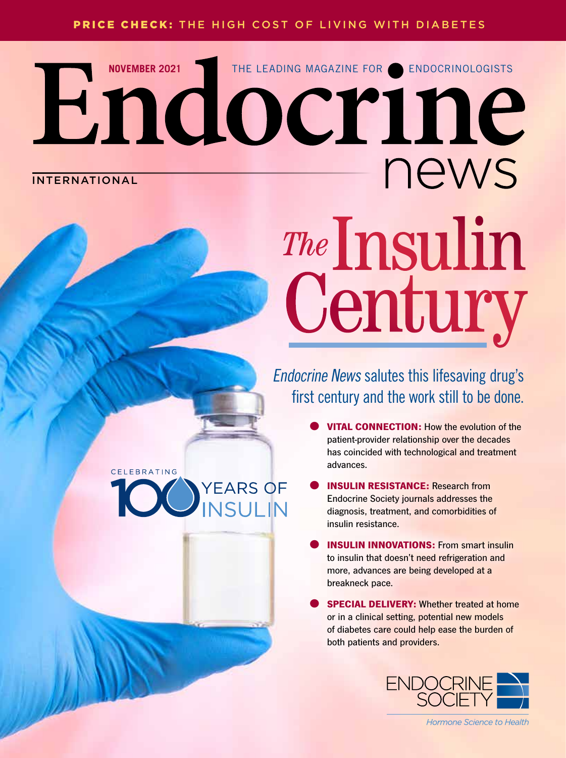**PRICE CHECK:** THE HIGH COST OF LIVING WITH DIABETES

NOVEMBER 2021

THE LEADING MAGAZINE FOR ENDOCRINOLOGISTS

# Endocrine news

INTERNATIONAL

# *The* Insulin Century

*Endocrine News* salutes this lifesaving drug's first century and the work still to be done.

CELEBRATING 100 YEARS OF INSULIN

- **VITAL CONNECTION:** How the evolution of the patient-provider relationship over the decades has coincided with technological and treatment advances.
- **INSULIN RESISTANCE:** Research from Endocrine Society journals addresses the diagnosis, treatment, and comorbidities of insulin resistance.
- **INSULIN INNOVATIONS:** From smart insulin to insulin that doesn't need refrigeration and more, advances are being developed at a breakneck pace.
- **SPECIAL DELIVERY:** Whether treated at home or in a clinical setting, potential new models of diabetes care could help ease the burden of both patients and providers.

ENDOCRINE SOCIETY

*Hormone Science to Health*